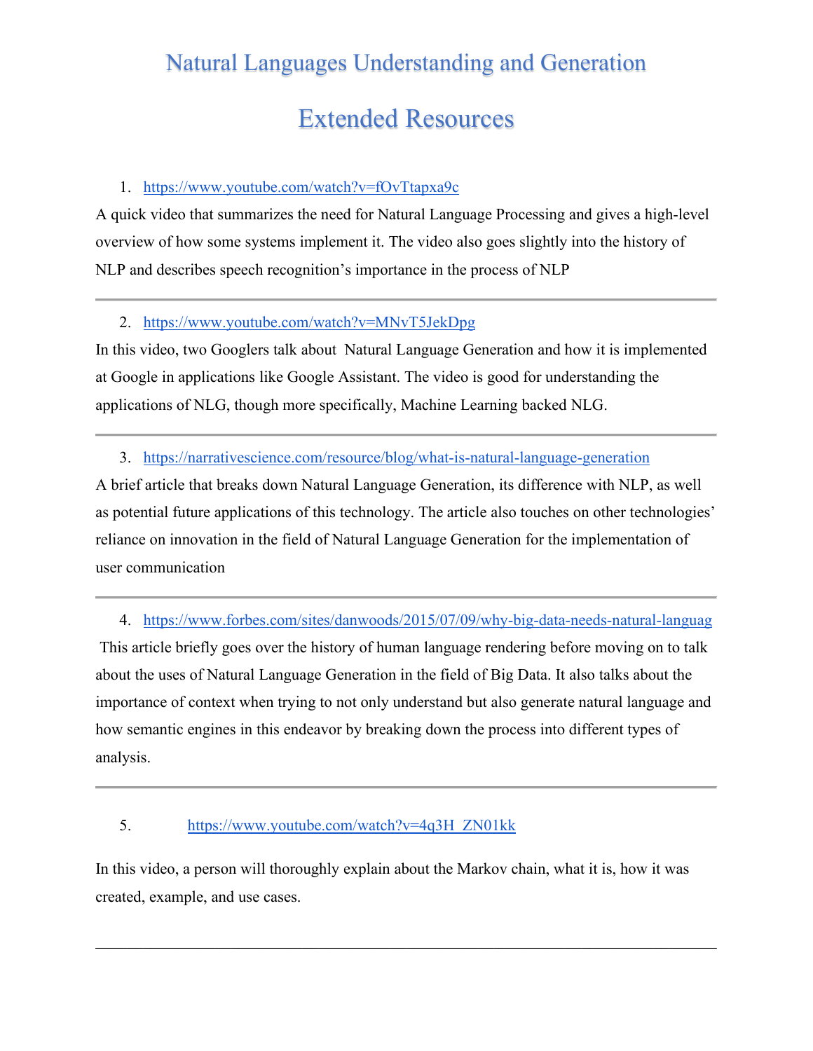# Natural Languages Understanding and Generation

# Extended Resources

1. https://www.youtube.com/watch?v=fOvTtapxa9c

A quick video that summarizes the need for Natural Language Processing and gives a high-level overview of how some systems implement it. The video also goes slightly into the history of NLP and describes speech recognition's importance in the process of NLP

---

2. https://www.youtube.com/watch?v=MNvT5JekDpg

In this video, two Googlers talk about Natural Language Generation and how it is implemented at Google in applications like Google Assistant. The video is good for understanding the applications of NLG, though more specifically, Machine Learning backed NLG.

---

3. https://narrativescience.com/resource/blog/what-is-natural-language-generation

A brief article that breaks down Natural Language Generation, its difference with NLP, as well as potential future applications of this technology. The article also touches on other technologies' reliance on innovation in the field of Natural Language Generation for the implementation of user communication

---

4. https://www.forbes.com/sites/danwoods/2015/07/09/why-big-data-needs-natural-languag

This article briefly goes over the history of human language rendering before moving on to talk about the uses of Natural Language Generation in the field of Big Data. It also talks about the importance of context when trying to not only understand but also generate natural language and how semantic engines in this endeavor by breaking down the process into different types of analysis.

---

5. https://www.youtube.com/watch?v=4q3H_ZN01kk

In this video, a person will thoroughly explain about the Markov chain, what it is, how it was created, example, and use cases.

---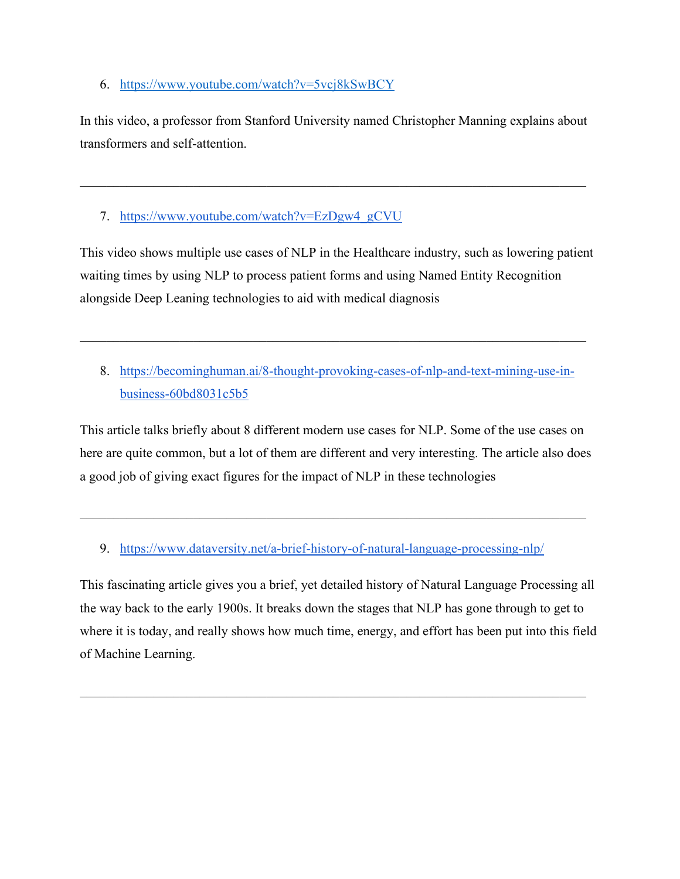6. https://www.youtube.com/watch?v=5vcj8kSwBCY

In this video, a professor from Stanford University named Christopher Manning explains about transformers and self-attention.

---

7. https://www.youtube.com/watch?v=EzDgw4_gCVU

This video shows multiple use cases of NLP in the Healthcare industry, such as lowering patient waiting times by using NLP to process patient forms and using Named Entity Recognition alongside Deep Leaning technologies to aid with medical diagnosis

---

8. https://becominghuman.ai/8-thought-provoking-cases-of-nlp-and-text-mining-use-in-business-60bd8031c5b5

This article talks briefly about 8 different modern use cases for NLP. Some of the use cases on here are quite common, but a lot of them are different and very interesting. The article also does a good job of giving exact figures for the impact of NLP in these technologies

---

9. https://www.dataversity.net/a-brief-history-of-natural-language-processing-nlp/

This fascinating article gives you a brief, yet detailed history of Natural Language Processing all the way back to the early 1900s. It breaks down the stages that NLP has gone through to get to where it is today, and really shows how much time, energy, and effort has been put into this field of Machine Learning.

---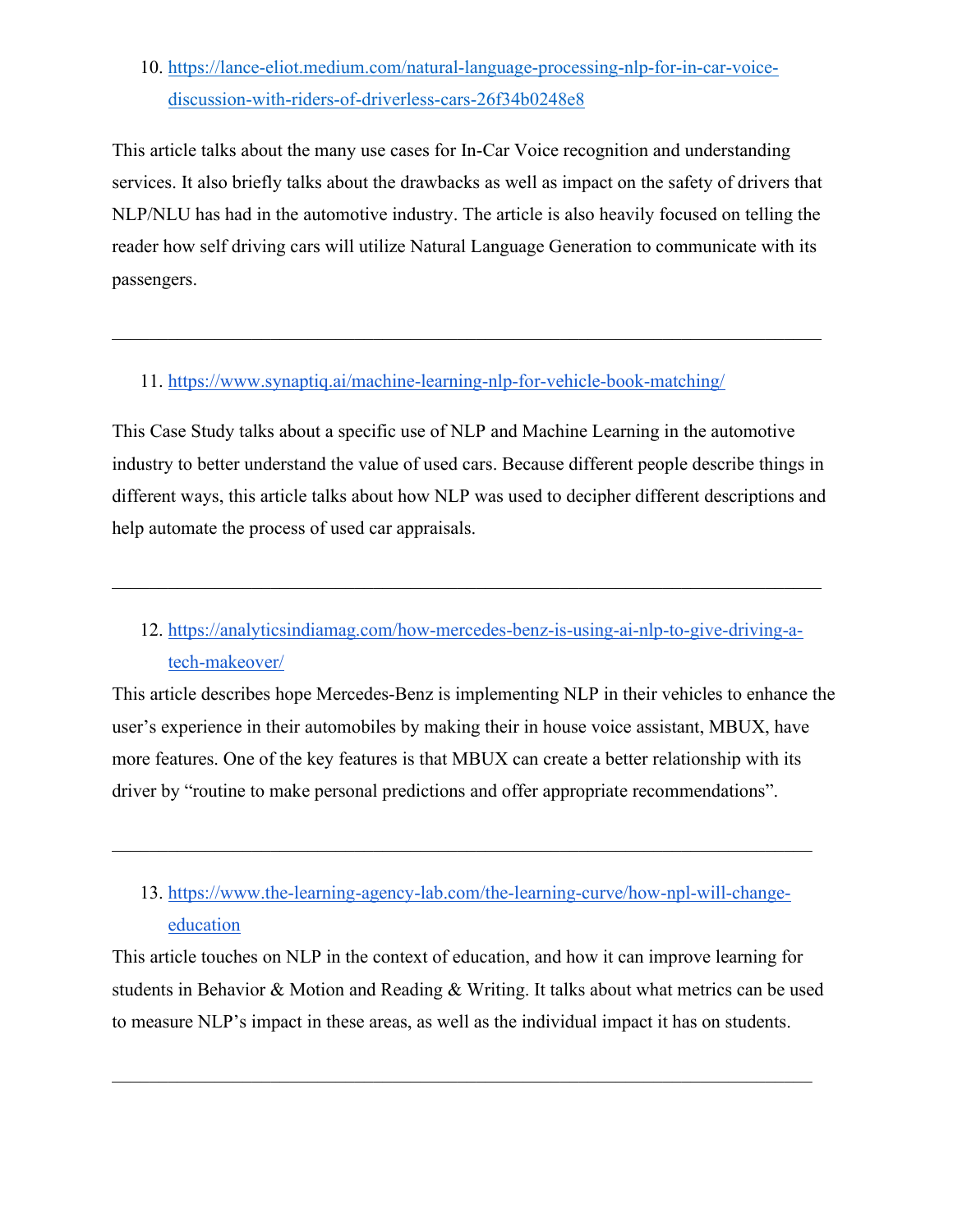10. https://lance-eliot.medium.com/natural-language-processing-nlp-for-in-car-voice-discussion-with-riders-of-driverless-cars-26f34b0248e8

This article talks about the many use cases for In-Car Voice recognition and understanding services. It also briefly talks about the drawbacks as well as impact on the safety of drivers that NLP/NLU has had in the automotive industry. The article is also heavily focused on telling the reader how self driving cars will utilize Natural Language Generation to communicate with its passengers.

---

11. https://www.synaptiq.ai/machine-learning-nlp-for-vehicle-book-matching/

This Case Study talks about a specific use of NLP and Machine Learning in the automotive industry to better understand the value of used cars. Because different people describe things in different ways, this article talks about how NLP was used to decipher different descriptions and help automate the process of used car appraisals.

---

12. https://analyticsindiamag.com/how-mercedes-benz-is-using-ai-nlp-to-give-driving-a-tech-makeover/

This article describes hope Mercedes-Benz is implementing NLP in their vehicles to enhance the user's experience in their automobiles by making their in house voice assistant, MBUX, have more features. One of the key features is that MBUX can create a better relationship with its driver by "routine to make personal predictions and offer appropriate recommendations".

---

13. https://www.the-learning-agency-lab.com/the-learning-curve/how-npl-will-change-education

This article touches on NLP in the context of education, and how it can improve learning for students in Behavior & Motion and Reading & Writing. It talks about what metrics can be used to measure NLP's impact in these areas, as well as the individual impact it has on students.

---